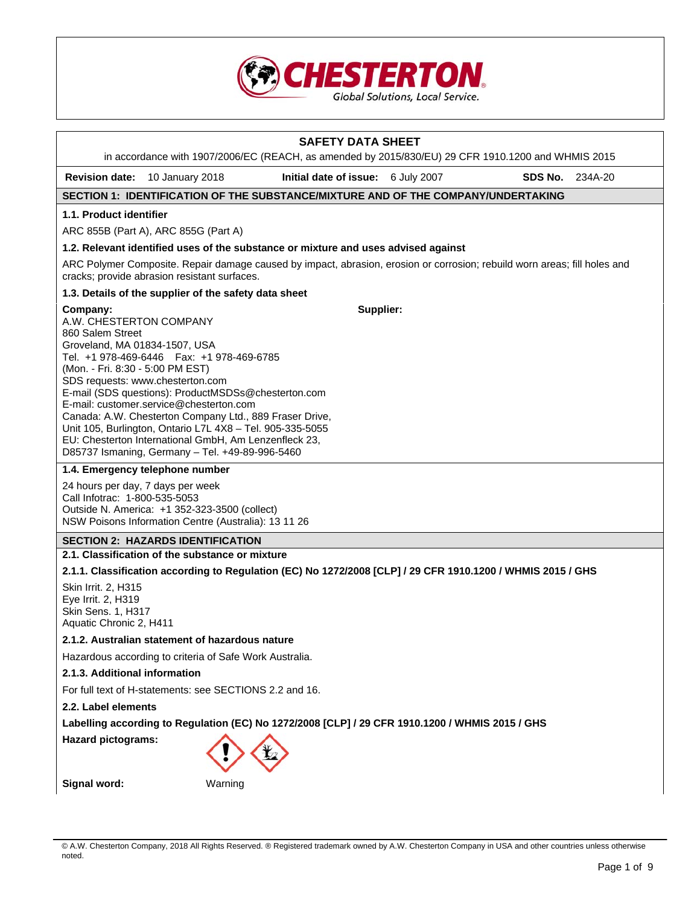# SAFETY DATA SHEET

in accordance with 1907/2006/EC (REACH, as amended by 2015/830/EU) 29 CFR 1910.1200 and WHMIS 2015

**Revision date:** 10 January 2018 **Initial date of issue:** 6 July 2007 **SDS No.** 234A-20

## SECTION 1: IDENTIFICATION OF THE SUBSTANCE/MIXTURE AND OF THE COMPANY/UNDERTAKING

### 1.1. Product identifier

ARC 855B (Part A), ARC 855G (Part A)

### 1.2. Relevant identified uses of the substance or mixture and uses advised against

ARC Polymer Composite. Repair damage caused by impact, abrasion, erosion or corrosion; rebuild worn areas; fill holes and cracks; provide abrasion resistant surfaces.

### 1.3. Details of the supplier of the safety data sheet

**Company:**
A.W. CHESTERTON COMPANY
860 Salem Street
Groveland, MA 01834-1507, USA
Tel. +1 978-469-6446 Fax: +1 978-469-6785
(Mon. - Fri. 8:30 - 5:00 PM EST)
SDS requests: www.chesterton.com
E-mail (SDS questions): ProductMSDSs@chesterton.com
E-mail: customer.service@chesterton.com
Canada: A.W. Chesterton Company Ltd., 889 Fraser Drive, Unit 105, Burlington, Ontario L7L 4X8 – Tel. 905-335-5055
EU: Chesterton International GmbH, Am Lenzenfleck 23, D85737 Ismaning, Germany – Tel. +49-89-996-5460

**Supplier:**

### 1.4. Emergency telephone number

24 hours per day, 7 days per week
Call Infotrac: 1-800-535-5053
Outside N. America: +1 352-323-3500 (collect)
NSW Poisons Information Centre (Australia): 13 11 26

## SECTION 2: HAZARDS IDENTIFICATION

### 2.1. Classification of the substance or mixture

#### 2.1.1. Classification according to Regulation (EC) No 1272/2008 [CLP] / 29 CFR 1910.1200 / WHMIS 2015 / GHS

Skin Irrit. 2, H315
Eye Irrit. 2, H319
Skin Sens. 1, H317
Aquatic Chronic 2, H411

#### 2.1.2. Australian statement of hazardous nature

Hazardous according to criteria of Safe Work Australia.

#### 2.1.3. Additional information

For full text of H-statements: see SECTIONS 2.2 and 16.

### 2.2. Label elements

**Labelling according to Regulation (EC) No 1272/2008 [CLP] / 29 CFR 1910.1200 / WHMIS 2015 / GHS**

**Hazard pictograms:**

**Signal word:** Warning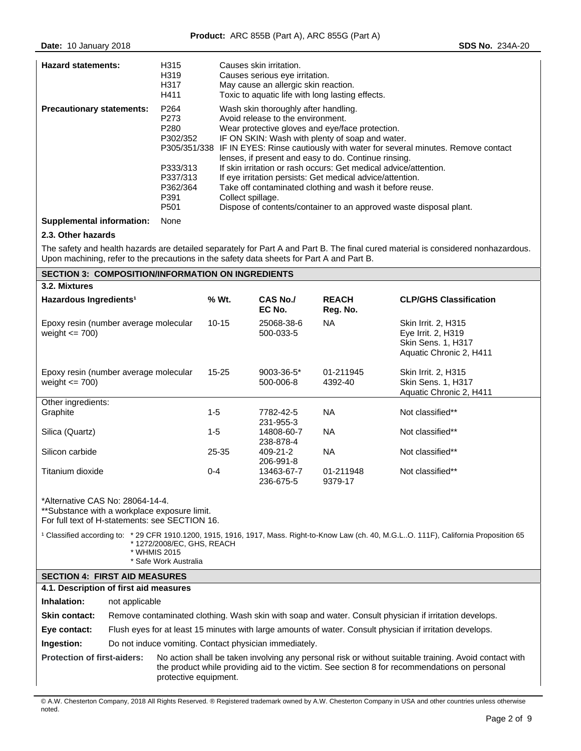| | | |
|---|---|---|
| **Hazard statements:** | H315 | Causes skin irritation. |
| | H319 | Causes serious eye irritation. |
| | H317 | May cause an allergic skin reaction. |
| | H411 | Toxic to aquatic life with long lasting effects. |
| **Precautionary statements:** | P264 | Wash skin thoroughly after handling. |
| | P273 | Avoid release to the environment. |
| | P280 | Wear protective gloves and eye/face protection. |
| | P302/352 | IF ON SKIN: Wash with plenty of soap and water. |
| | P305/351/338 | IF IN EYES: Rinse cautiously with water for several minutes. Remove contact lenses, if present and easy to do. Continue rinsing. |
| | P333/313 | If skin irritation or rash occurs: Get medical advice/attention. |
| | P337/313 | If eye irritation persists: Get medical advice/attention. |
| | P362/364 | Take off contaminated clothing and wash it before reuse. |
| | P391 | Collect spillage. |
| | P501 | Dispose of contents/container to an approved waste disposal plant. |
| **Supplemental information:** | None | |

### 2.3. Other hazards

The safety and health hazards are detailed separately for Part A and Part B. The final cured material is considered nonhazardous. Upon machining, refer to the precautions in the safety data sheets for Part A and Part B.

## SECTION 3: COMPOSITION/INFORMATION ON INGREDIENTS

### 3.2. Mixtures

| Hazardous Ingredients[1] | % Wt. | CAS No./ EC No. | REACH Reg. No. | CLP/GHS Classification |
|---|---|---|---|---|
| Epoxy resin (number average molecular weight <= 700) | 10-15 | 25068-38-6 500-033-5 | NA | Skin Irrit. 2, H315 Eye Irrit. 2, H319 Skin Sens. 1, H317 Aquatic Chronic 2, H411 |
| Epoxy resin (number average molecular weight <= 700) | 15-25 | 9003-36-5* 500-006-8 | 01-211945 4392-40 | Skin Irrit. 2, H315 Skin Sens. 1, H317 Aquatic Chronic 2, H411 |
| Other ingredients: | | | | |
| Graphite | 1-5 | 7782-42-5 231-955-3 | NA | Not classified** |
| Silica (Quartz) | 1-5 | 14808-60-7 238-878-4 | NA | Not classified** |
| Silicon carbide | 25-35 | 409-21-2 206-991-8 | NA | Not classified** |
| Titanium dioxide | 0-4 | 13463-67-7 236-675-5 | 01-211948 9379-17 | Not classified** |

*Alternative CAS No: 28064-14-4.
**Substance with a workplace exposure limit.
For full text of H-statements: see SECTION 16.

[1] Classified according to:
* 29 CFR 1910.1200, 1915, 1916, 1917, Mass. Right-to-Know Law (ch. 40, M.G.L..O. 111F), California Proposition 65
* 1272/2008/EC, GHS, REACH
* WHMIS 2015
* Safe Work Australia

## SECTION 4: FIRST AID MEASURES

### 4.1. Description of first aid measures

**Inhalation:** not applicable

**Skin contact:** Remove contaminated clothing. Wash skin with soap and water. Consult physician if irritation develops.

**Eye contact:** Flush eyes for at least 15 minutes with large amounts of water. Consult physician if irritation develops.

**Ingestion:** Do not induce vomiting. Contact physician immediately.

**Protection of first-aiders:** No action shall be taken involving any personal risk or without suitable training. Avoid contact with the product while providing aid to the victim. See section 8 for recommendations on personal protective equipment.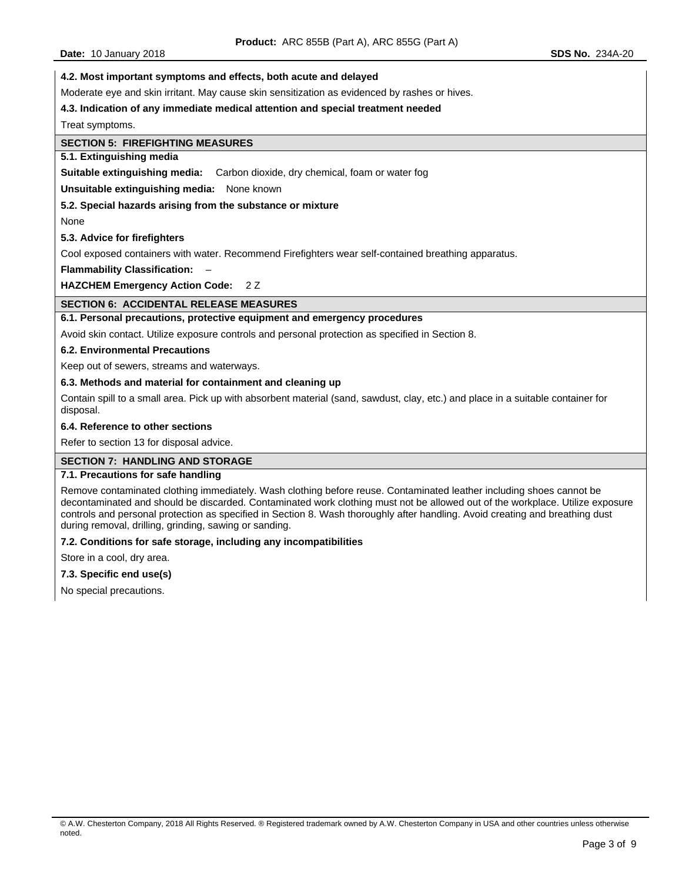**4.2. Most important symptoms and effects, both acute and delayed**

Moderate eye and skin irritant. May cause skin sensitization as evidenced by rashes or hives.

**4.3. Indication of any immediate medical attention and special treatment needed**

Treat symptoms.

## SECTION 5: FIREFIGHTING MEASURES

**5.1. Extinguishing media**

**Suitable extinguishing media:** Carbon dioxide, dry chemical, foam or water fog

**Unsuitable extinguishing media:** None known

**5.2. Special hazards arising from the substance or mixture**

None

**5.3. Advice for firefighters**

Cool exposed containers with water. Recommend Firefighters wear self-contained breathing apparatus.

**Flammability Classification:** –

**HAZCHEM Emergency Action Code:** 2 Z

## SECTION 6: ACCIDENTAL RELEASE MEASURES

**6.1. Personal precautions, protective equipment and emergency procedures**

Avoid skin contact. Utilize exposure controls and personal protection as specified in Section 8.

**6.2. Environmental Precautions**

Keep out of sewers, streams and waterways.

**6.3. Methods and material for containment and cleaning up**

Contain spill to a small area. Pick up with absorbent material (sand, sawdust, clay, etc.) and place in a suitable container for disposal.

**6.4. Reference to other sections**

Refer to section 13 for disposal advice.

## SECTION 7: HANDLING AND STORAGE

**7.1. Precautions for safe handling**

Remove contaminated clothing immediately. Wash clothing before reuse. Contaminated leather including shoes cannot be decontaminated and should be discarded. Contaminated work clothing must not be allowed out of the workplace. Utilize exposure controls and personal protection as specified in Section 8. Wash thoroughly after handling. Avoid creating and breathing dust during removal, drilling, grinding, sawing or sanding.

**7.2. Conditions for safe storage, including any incompatibilities**

Store in a cool, dry area.

**7.3. Specific end use(s)**

No special precautions.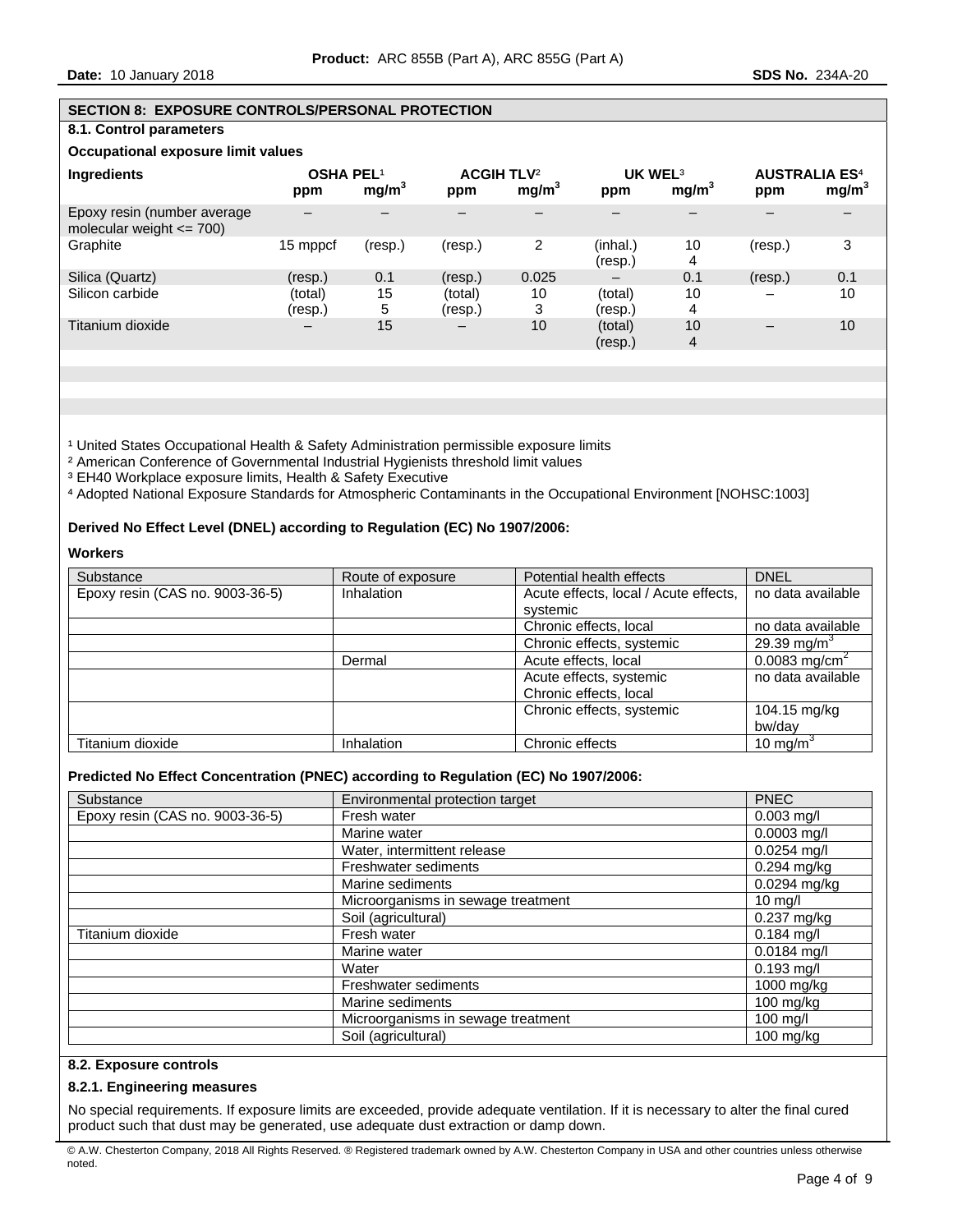## SECTION 8: EXPOSURE CONTROLS/PERSONAL PROTECTION

### 8.1. Control parameters

**Occupational exposure limit values**

| Ingredients | OSHA PEL[1] | | ACGIH TLV[2] | | UK WEL[3] | | AUSTRALIA ES[4] | |
|---|---|---|---|---|---|---|---|---|
| | ppm | $mg/m^3$ | ppm | $mg/m^3$ | ppm | $mg/m^3$ | ppm | $mg/m^3$ |
| Epoxy resin (number average molecular weight <= 700) | – | – | – | – | – | – | – | – |
| Graphite | 15 mppcf | (resp.) | (resp.) | 2 | (inhal.)<br>(resp.) | 10<br>4 | (resp.) | 3 |
| Silica (Quartz) | (resp.) | 0.1 | (resp.) | 0.025 | – | 0.1 | (resp.) | 0.1 |
| Silicon carbide | (total)<br>(resp.) | 15<br>5 | (total)<br>(resp.) | 10<br>3 | (total)<br>(resp.) | 10<br>4 | – | 10 |
| Titanium dioxide | – | 15 | – | 10 | (total)<br>(resp.) | 10<br>4 | – | 10 |

[1] United States Occupational Health & Safety Administration permissible exposure limits
[2] American Conference of Governmental Industrial Hygienists threshold limit values
[3] EH40 Workplace exposure limits, Health & Safety Executive
[4] Adopted National Exposure Standards for Atmospheric Contaminants in the Occupational Environment [NOHSC:1003]

**Derived No Effect Level (DNEL) according to Regulation (EC) No 1907/2006:**

**Workers**

| Substance | Route of exposure | Potential health effects | DNEL |
|---|---|---|---|
| Epoxy resin (CAS no. 9003-36-5) | Inhalation | Acute effects, local / Acute effects, systemic | no data available |
| | | Chronic effects, local | no data available |
| | | Chronic effects, systemic | 29.39 $mg/m^3$ |
| | Dermal | Acute effects, local | 0.0083 $mg/cm^2$ |
| | | Acute effects, systemic<br>Chronic effects, local | no data available |
| | | Chronic effects, systemic | 104.15 mg/kg bw/day |
| Titanium dioxide | Inhalation | Chronic effects | 10 $mg/m^3$ |

**Predicted No Effect Concentration (PNEC) according to Regulation (EC) No 1907/2006:**

| Substance | Environmental protection target | PNEC |
|---|---|---|
| Epoxy resin (CAS no. 9003-36-5) | Fresh water | 0.003 mg/l |
| | Marine water | 0.0003 mg/l |
| | Water, intermittent release | 0.0254 mg/l |
| | Freshwater sediments | 0.294 mg/kg |
| | Marine sediments | 0.0294 mg/kg |
| | Microorganisms in sewage treatment | 10 mg/l |
| | Soil (agricultural) | 0.237 mg/kg |
| Titanium dioxide | Fresh water | 0.184 mg/l |
| | Marine water | 0.0184 mg/l |
| | Water | 0.193 mg/l |
| | Freshwater sediments | 1000 mg/kg |
| | Marine sediments | 100 mg/kg |
| | Microorganisms in sewage treatment | 100 mg/l |
| | Soil (agricultural) | 100 mg/kg |

### 8.2. Exposure controls

#### 8.2.1. Engineering measures

No special requirements. If exposure limits are exceeded, provide adequate ventilation. If it is necessary to alter the final cured product such that dust may be generated, use adequate dust extraction or damp down.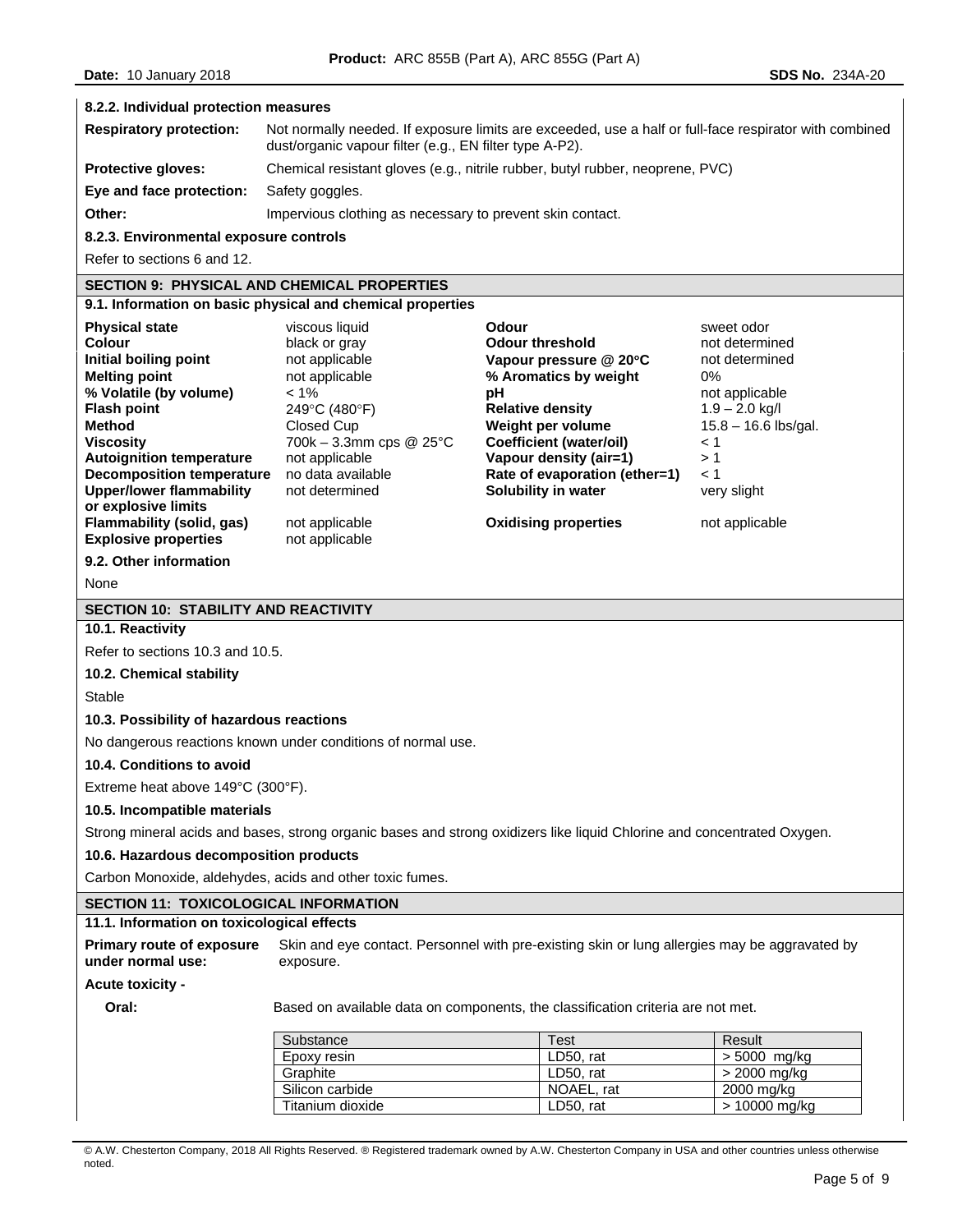#### 8.2.2. Individual protection measures

| | |
|---|---|
| **Respiratory protection:** | Not normally needed. If exposure limits are exceeded, use a half or full-face respirator with combined dust/organic vapour filter (e.g., EN filter type A-P2). |
| **Protective gloves:** | Chemical resistant gloves (e.g., nitrile rubber, butyl rubber, neoprene, PVC) |
| **Eye and face protection:** | Safety goggles. |
| **Other:** | Impervious clothing as necessary to prevent skin contact. |

#### 8.2.3. Environmental exposure controls

Refer to sections 6 and 12.

## SECTION 9: PHYSICAL AND CHEMICAL PROPERTIES

### 9.1. Information on basic physical and chemical properties

| | | | |
|---|---|---|---|
| **Physical state** | viscous liquid | **Odour** | sweet odor |
| **Colour** | black or gray | **Odour threshold** | not determined |
| **Initial boiling point** | not applicable | **Vapour pressure @ 20°C** | not determined |
| **Melting point** | not applicable | **% Aromatics by weight** | 0% |
| **% Volatile (by volume)** | < 1% | **pH** | not applicable |
| **Flash point** | 249°C (480°F) | **Relative density** | 1.9 – 2.0 kg/l |
| **Method** | Closed Cup | **Weight per volume** | 15.8 – 16.6 lbs/gal. |
| **Viscosity** | 700k – 3.3mm cps @ 25°C | **Coefficient (water/oil)** | < 1 |
| **Autoignition temperature** | not applicable | **Vapour density (air=1)** | > 1 |
| **Decomposition temperature** | no data available | **Rate of evaporation (ether=1)** | < 1 |
| **Upper/lower flammability or explosive limits** | not determined | **Solubility in water** | very slight |
| **Flammability (solid, gas)** | not applicable | **Oxidising properties** | not applicable |
| **Explosive properties** | not applicable | | |

### 9.2. Other information

None

## SECTION 10: STABILITY AND REACTIVITY

### 10.1. Reactivity

Refer to sections 10.3 and 10.5.

### 10.2. Chemical stability

Stable

### 10.3. Possibility of hazardous reactions

No dangerous reactions known under conditions of normal use.

### 10.4. Conditions to avoid

Extreme heat above 149°C (300°F).

### 10.5. Incompatible materials

Strong mineral acids and bases, strong organic bases and strong oxidizers like liquid Chlorine and concentrated Oxygen.

### 10.6. Hazardous decomposition products

Carbon Monoxide, aldehydes, acids and other toxic fumes.

## SECTION 11: TOXICOLOGICAL INFORMATION

### 11.1. Information on toxicological effects

**Primary route of exposure under normal use:** Skin and eye contact. Personnel with pre-existing skin or lung allergies may be aggravated by exposure.

**Acute toxicity -**

**Oral:** Based on available data on components, the classification criteria are not met.

| Substance | Test | Result |
|---|---|---|
| Epoxy resin | LD50, rat | > 5000 mg/kg |
| Graphite | LD50, rat | > 2000 mg/kg |
| Silicon carbide | NOAEL, rat | 2000 mg/kg |
| Titanium dioxide | LD50, rat | > 10000 mg/kg |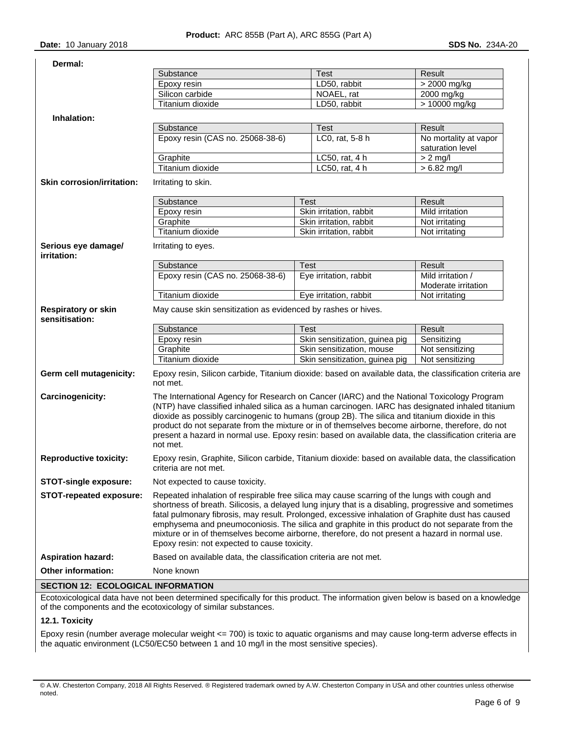**Dermal:**

| Substance | Test | Result |
|---|---|---|
| Epoxy resin | LD50, rabbit | > 2000 mg/kg |
| Silicon carbide | NOAEL, rat | 2000 mg/kg |
| Titanium dioxide | LD50, rabbit | > 10000 mg/kg |

**Inhalation:**

| Substance | Test | Result |
|---|---|---|
| Epoxy resin (CAS no. 25068-38-6) | LC0, rat, 5-8 h | No mortality at vapor saturation level |
| Graphite | LC50, rat, 4 h | > 2 mg/l |
| Titanium dioxide | LC50, rat, 4 h | > 6.82 mg/l |

**Skin corrosion/irritation:** Irritating to skin.

| Substance | Test | Result |
|---|---|---|
| Epoxy resin | Skin irritation, rabbit | Mild irritation |
| Graphite | Skin irritation, rabbit | Not irritating |
| Titanium dioxide | Skin irritation, rabbit | Not irritating |

**Serious eye damage/ irritation:** Irritating to eyes.

| Substance | Test | Result |
|---|---|---|
| Epoxy resin (CAS no. 25068-38-6) | Eye irritation, rabbit | Mild irritation / Moderate irritation |
| Titanium dioxide | Eye irritation, rabbit | Not irritating |

**Respiratory or skin sensitisation:** May cause skin sensitization as evidenced by rashes or hives.

| Substance | Test | Result |
|---|---|---|
| Epoxy resin | Skin sensitization, guinea pig | Sensitizing |
| Graphite | Skin sensitization, mouse | Not sensitizing |
| Titanium dioxide | Skin sensitization, guinea pig | Not sensitizing |

**Germ cell mutagenicity:** Epoxy resin, Silicon carbide, Titanium dioxide: based on available data, the classification criteria are not met.

**Carcinogenicity:** The International Agency for Research on Cancer (IARC) and the National Toxicology Program (NTP) have classified inhaled silica as a human carcinogen. IARC has designated inhaled titanium dioxide as possibly carcinogenic to humans (group 2B). The silica and titanium dioxide in this product do not separate from the mixture or in of themselves become airborne, therefore, do not present a hazard in normal use. Epoxy resin: based on available data, the classification criteria are not met.

**Reproductive toxicity:** Epoxy resin, Graphite, Silicon carbide, Titanium dioxide: based on available data, the classification criteria are not met.

**STOT-single exposure:** Not expected to cause toxicity.

**STOT-repeated exposure:** Repeated inhalation of respirable free silica may cause scarring of the lungs with cough and shortness of breath. Silicosis, a delayed lung injury that is a disabling, progressive and sometimes fatal pulmonary fibrosis, may result. Prolonged, excessive inhalation of Graphite dust has caused emphysema and pneumoconiosis. The silica and graphite in this product do not separate from the mixture or in of themselves become airborne, therefore, do not present a hazard in normal use. Epoxy resin: not expected to cause toxicity.

**Aspiration hazard:** Based on available data, the classification criteria are not met.

**Other information:** None known

## SECTION 12: ECOLOGICAL INFORMATION

Ecotoxicological data have not been determined specifically for this product. The information given below is based on a knowledge of the components and the ecotoxicology of similar substances.

### 12.1. Toxicity

Epoxy resin (number average molecular weight <= 700) is toxic to aquatic organisms and may cause long-term adverse effects in the aquatic environment (LC50/EC50 between 1 and 10 mg/l in the most sensitive species).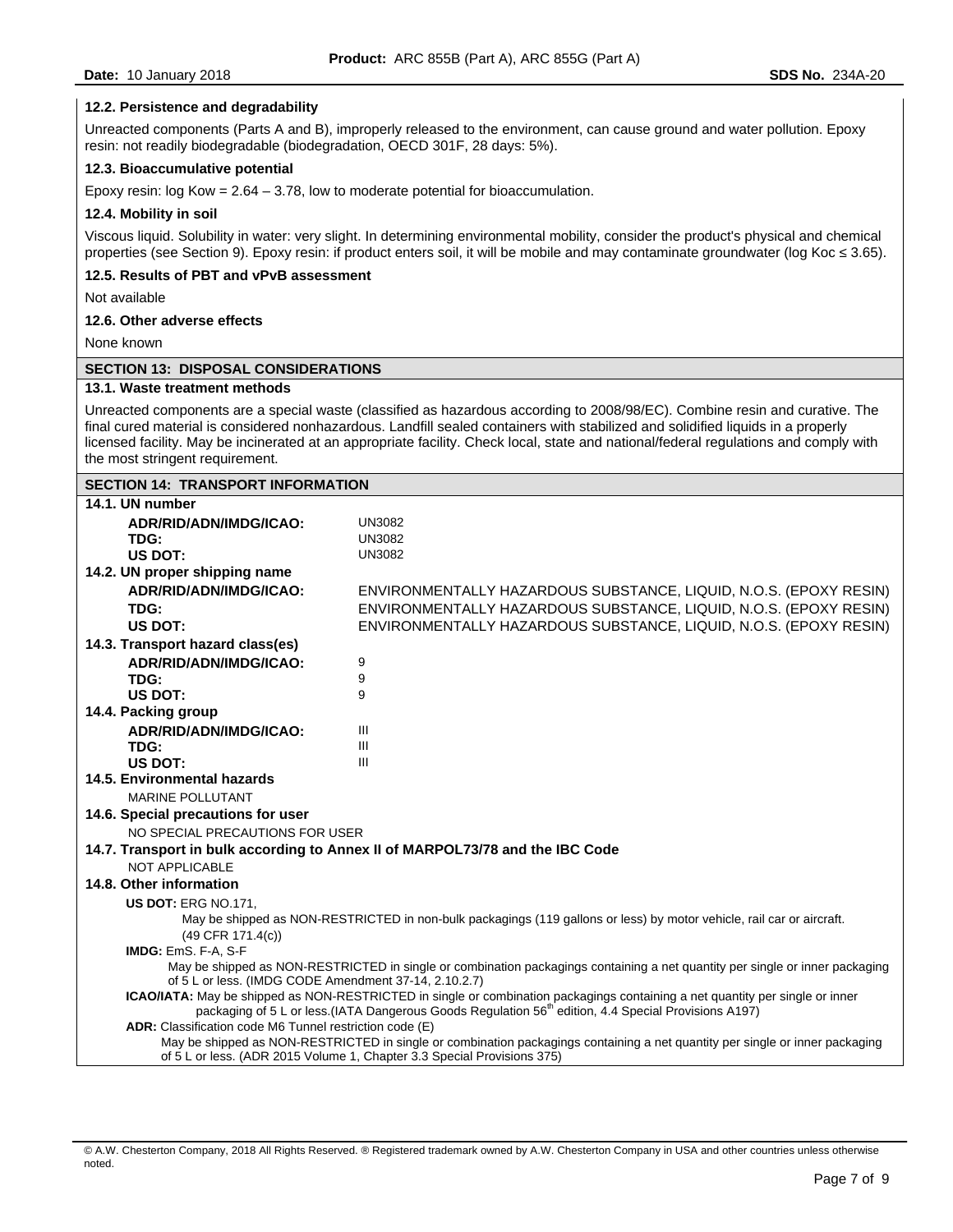### 12.2. Persistence and degradability

Unreacted components (Parts A and B), improperly released to the environment, can cause ground and water pollution. Epoxy resin: not readily biodegradable (biodegradation, OECD 301F, 28 days: 5%).

### 12.3. Bioaccumulative potential

Epoxy resin: log Kow = 2.64 – 3.78, low to moderate potential for bioaccumulation.

### 12.4. Mobility in soil

Viscous liquid. Solubility in water: very slight. In determining environmental mobility, consider the product's physical and chemical properties (see Section 9). Epoxy resin: if product enters soil, it will be mobile and may contaminate groundwater (log Koc ≤ 3.65).

### 12.5. Results of PBT and vPvB assessment

Not available

### 12.6. Other adverse effects

None known

## SECTION 13: DISPOSAL CONSIDERATIONS

### 13.1. Waste treatment methods

Unreacted components are a special waste (classified as hazardous according to 2008/98/EC). Combine resin and curative. The final cured material is considered nonhazardous. Landfill sealed containers with stabilized and solidified liquids in a properly licensed facility. May be incinerated at an appropriate facility. Check local, state and national/federal regulations and comply with the most stringent requirement.

## SECTION 14: TRANSPORT INFORMATION

### 14.1. UN number

| | |
|---|---|
| **ADR/RID/ADN/IMDG/ICAO:** | UN3082 |
| **TDG:** | UN3082 |
| **US DOT:** | UN3082 |

### 14.2. UN proper shipping name

| | |
|---|---|
| **ADR/RID/ADN/IMDG/ICAO:** | ENVIRONMENTALLY HAZARDOUS SUBSTANCE, LIQUID, N.O.S. (EPOXY RESIN) |
| **TDG:** | ENVIRONMENTALLY HAZARDOUS SUBSTANCE, LIQUID, N.O.S. (EPOXY RESIN) |
| **US DOT:** | ENVIRONMENTALLY HAZARDOUS SUBSTANCE, LIQUID, N.O.S. (EPOXY RESIN) |

### 14.3. Transport hazard class(es)

| | |
|---|---|
| **ADR/RID/ADN/IMDG/ICAO:** | 9 |
| **TDG:** | 9 |
| **US DOT:** | 9 |

### 14.4. Packing group

| | |
|---|---|
| **ADR/RID/ADN/IMDG/ICAO:** | III |
| **TDG:** | III |
| **US DOT:** | III |

### 14.5. Environmental hazards

MARINE POLLUTANT

### 14.6. Special precautions for user

NO SPECIAL PRECAUTIONS FOR USER

### 14.7. Transport in bulk according to Annex II of MARPOL73/78 and the IBC Code

NOT APPLICABLE

### 14.8. Other information

**US DOT:** ERG NO.171,
May be shipped as NON-RESTRICTED in non-bulk packagings (119 gallons or less) by motor vehicle, rail car or aircraft. (49 CFR 171.4(c))

**IMDG:** EmS. F-A, S-F
May be shipped as NON-RESTRICTED in single or combination packagings containing a net quantity per single or inner packaging of 5 L or less. (IMDG CODE Amendment 37-14, 2.10.2.7)

**ICAO/IATA:** May be shipped as NON-RESTRICTED in single or combination packagings containing a net quantity per single or inner packaging of 5 L or less.(IATA Dangerous Goods Regulation 56th edition, 4.4 Special Provisions A197)

**ADR:** Classification code M6 Tunnel restriction code (E)
May be shipped as NON-RESTRICTED in single or combination packagings containing a net quantity per single or inner packaging of 5 L or less. (ADR 2015 Volume 1, Chapter 3.3 Special Provisions 375)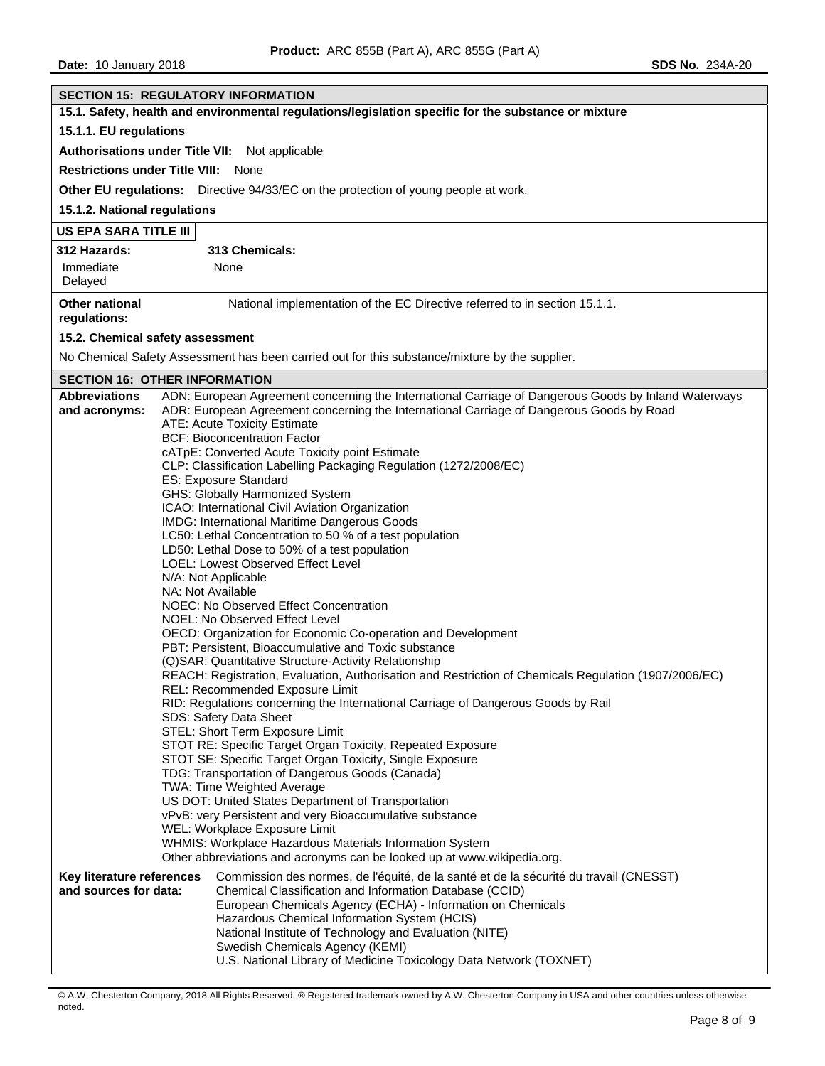## SECTION 15: REGULATORY INFORMATION

### 15.1. Safety, health and environmental regulations/legislation specific for the substance or mixture

#### 15.1.1. EU regulations

**Authorisations under Title VII:** Not applicable

**Restrictions under Title VIII:** None

**Other EU regulations:** Directive 94/33/EC on the protection of young people at work.

#### 15.1.2. National regulations

**US EPA SARA TITLE III**

| 312 Hazards: | 313 Chemicals: |
|---|---|
| Immediate<br>Delayed | None |

**Other national regulations:** National implementation of the EC Directive referred to in section 15.1.1.

### 15.2. Chemical safety assessment

No Chemical Safety Assessment has been carried out for this substance/mixture by the supplier.

## SECTION 16: OTHER INFORMATION

**Abbreviations and acronyms:**

ADN: European Agreement concerning the International Carriage of Dangerous Goods by Inland Waterways
ADR: European Agreement concerning the International Carriage of Dangerous Goods by Road
ATE: Acute Toxicity Estimate
BCF: Bioconcentration Factor
cATpE: Converted Acute Toxicity point Estimate
CLP: Classification Labelling Packaging Regulation (1272/2008/EC)
ES: Exposure Standard
GHS: Globally Harmonized System
ICAO: International Civil Aviation Organization
IMDG: International Maritime Dangerous Goods
LC50: Lethal Concentration to 50 % of a test population
LD50: Lethal Dose to 50% of a test population
LOEL: Lowest Observed Effect Level
N/A: Not Applicable
NA: Not Available
NOEC: No Observed Effect Concentration
NOEL: No Observed Effect Level
OECD: Organization for Economic Co-operation and Development
PBT: Persistent, Bioaccumulative and Toxic substance
(Q)SAR: Quantitative Structure-Activity Relationship
REACH: Registration, Evaluation, Authorisation and Restriction of Chemicals Regulation (1907/2006/EC)
REL: Recommended Exposure Limit
RID: Regulations concerning the International Carriage of Dangerous Goods by Rail
SDS: Safety Data Sheet
STEL: Short Term Exposure Limit
STOT RE: Specific Target Organ Toxicity, Repeated Exposure
STOT SE: Specific Target Organ Toxicity, Single Exposure
TDG: Transportation of Dangerous Goods (Canada)
TWA: Time Weighted Average
US DOT: United States Department of Transportation
vPvB: very Persistent and very Bioaccumulative substance
WEL: Workplace Exposure Limit
WHMIS: Workplace Hazardous Materials Information System
Other abbreviations and acronyms can be looked up at www.wikipedia.org.

**Key literature references and sources for data:**

Commission des normes, de l'équité, de la santé et de la sécurité du travail (CNESST)
Chemical Classification and Information Database (CCID)
European Chemicals Agency (ECHA) - Information on Chemicals
Hazardous Chemical Information System (HCIS)
National Institute of Technology and Evaluation (NITE)
Swedish Chemicals Agency (KEMI)
U.S. National Library of Medicine Toxicology Data Network (TOXNET)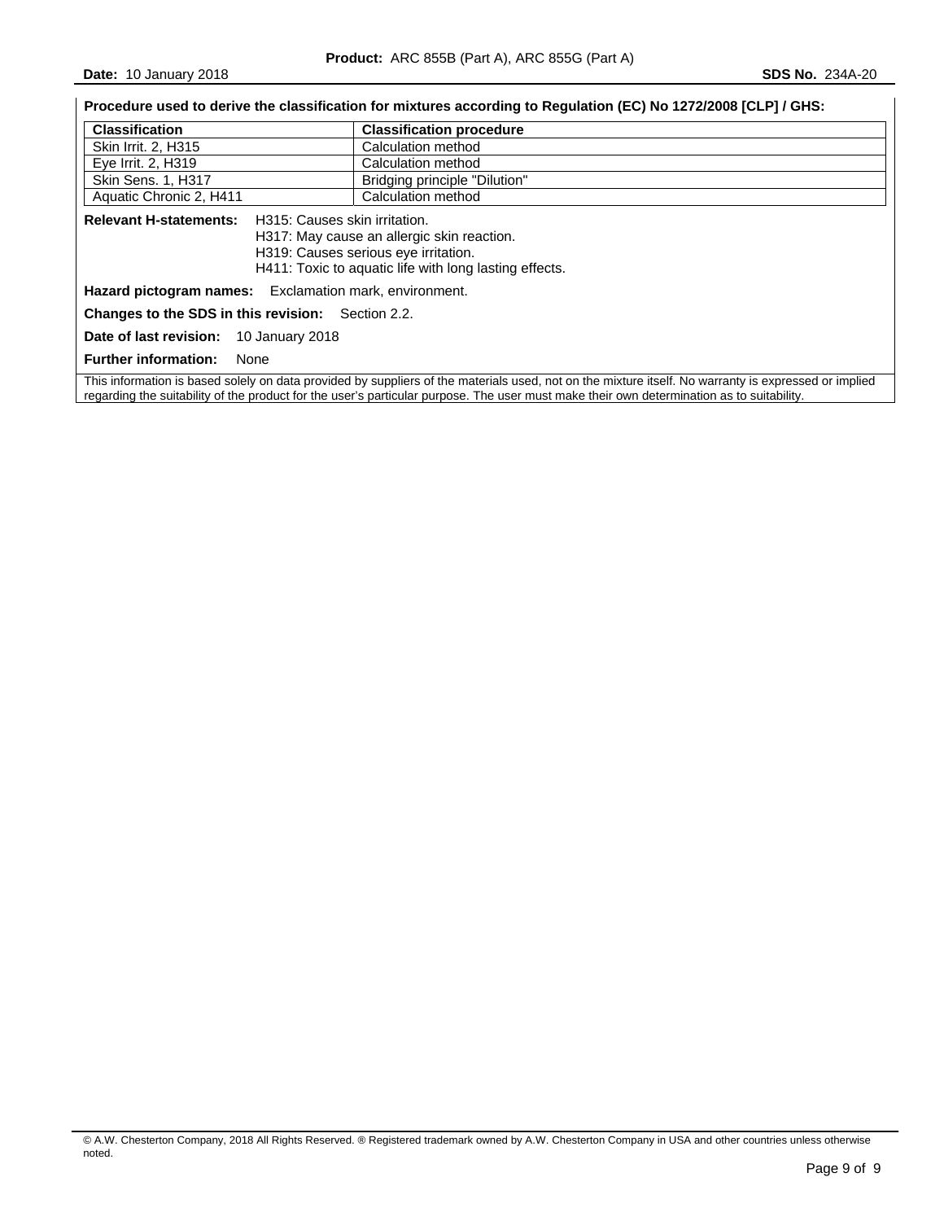**Procedure used to derive the classification for mixtures according to Regulation (EC) No 1272/2008 [CLP] / GHS:**

| Classification | Classification procedure |
|---|---|
| Skin Irrit. 2, H315 | Calculation method |
| Eye Irrit. 2, H319 | Calculation method |
| Skin Sens. 1, H317 | Bridging principle "Dilution" |
| Aquatic Chronic 2, H411 | Calculation method |

**Relevant H-statements:** H315: Causes skin irritation.
H317: May cause an allergic skin reaction.
H319: Causes serious eye irritation.
H411: Toxic to aquatic life with long lasting effects.

**Hazard pictogram names:** Exclamation mark, environment.

**Changes to the SDS in this revision:** Section 2.2.

**Date of last revision:** 10 January 2018

**Further information:** None

This information is based solely on data provided by suppliers of the materials used, not on the mixture itself. No warranty is expressed or implied regarding the suitability of the product for the user's particular purpose. The user must make their own determination as to suitability.

© A.W. Chesterton Company, 2018 All Rights Reserved. ® Registered trademark owned by A.W. Chesterton Company in USA and other countries unless otherwise noted.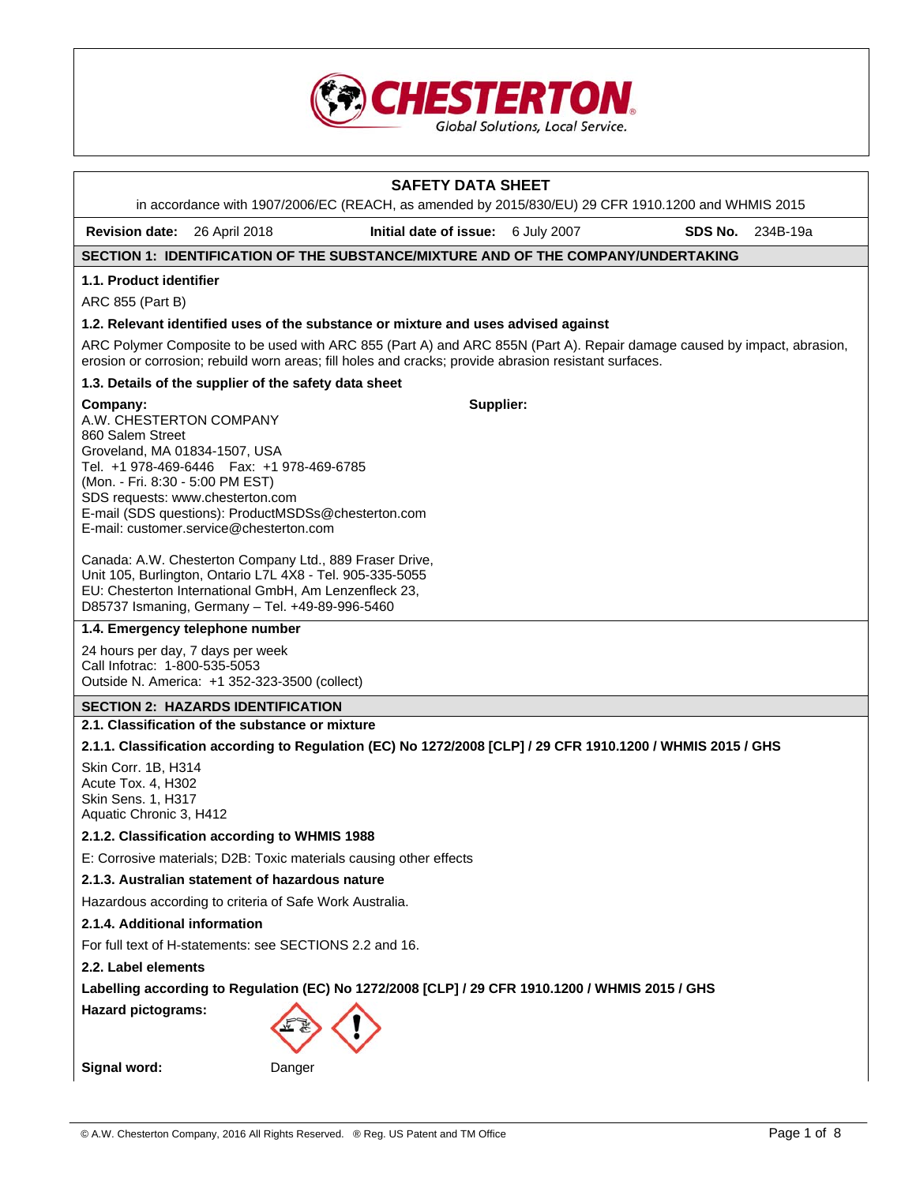CHESTERTON

Global Solutions, Local Service.

# SAFETY DATA SHEET

in accordance with 1907/2006/EC (REACH, as amended by 2015/830/EU) 29 CFR 1910.1200 and WHMIS 2015

**Revision date:** 26 April 2018 **Initial date of issue:** 6 July 2007 **SDS No.** 234B-19a

## SECTION 1: IDENTIFICATION OF THE SUBSTANCE/MIXTURE AND OF THE COMPANY/UNDERTAKING

### 1.1. Product identifier

ARC 855 (Part B)

### 1.2. Relevant identified uses of the substance or mixture and uses advised against

ARC Polymer Composite to be used with ARC 855 (Part A) and ARC 855N (Part A). Repair damage caused by impact, abrasion, erosion or corrosion; rebuild worn areas; fill holes and cracks; provide abrasion resistant surfaces.

### 1.3. Details of the supplier of the safety data sheet

**Company:**
A.W. CHESTERTON COMPANY
860 Salem Street
Groveland, MA 01834-1507, USA
Tel. +1 978-469-6446 Fax: +1 978-469-6785
(Mon. - Fri. 8:30 - 5:00 PM EST)
SDS requests: www.chesterton.com
E-mail (SDS questions): ProductMSDSs@chesterton.com
E-mail: customer.service@chesterton.com

**Supplier:**

Canada: A.W. Chesterton Company Ltd., 889 Fraser Drive, Unit 105, Burlington, Ontario L7L 4X8 - Tel. 905-335-5055
EU: Chesterton International GmbH, Am Lenzenfleck 23, D85737 Ismaning, Germany – Tel. +49-89-996-5460

### 1.4. Emergency telephone number

24 hours per day, 7 days per week
Call Infotrac: 1-800-535-5053
Outside N. America: +1 352-323-3500 (collect)

## SECTION 2: HAZARDS IDENTIFICATION

### 2.1. Classification of the substance or mixture

#### 2.1.1. Classification according to Regulation (EC) No 1272/2008 [CLP] / 29 CFR 1910.1200 / WHMIS 2015 / GHS

Skin Corr. 1B, H314
Acute Tox. 4, H302
Skin Sens. 1, H317
Aquatic Chronic 3, H412

#### 2.1.2. Classification according to WHMIS 1988

E: Corrosive materials; D2B: Toxic materials causing other effects

#### 2.1.3. Australian statement of hazardous nature

Hazardous according to criteria of Safe Work Australia.

#### 2.1.4. Additional information

For full text of H-statements: see SECTIONS 2.2 and 16.

### 2.2. Label elements

**Labelling according to Regulation (EC) No 1272/2008 [CLP] / 29 CFR 1910.1200 / WHMIS 2015 / GHS**

**Hazard pictograms:**

**Signal word:** Danger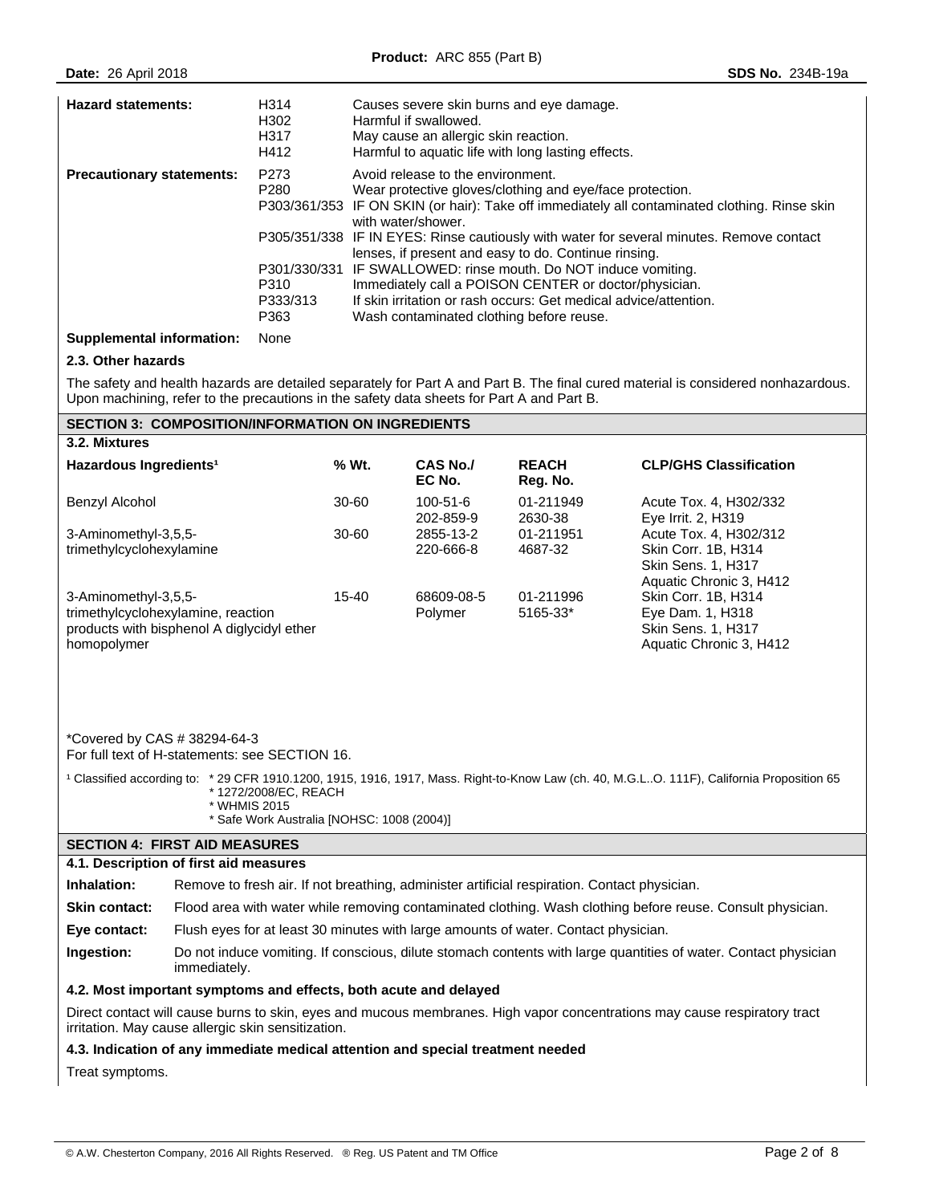| **Hazard statements:** | H314 | Causes severe skin burns and eye damage. |
|---|---|---|
| | H302 | Harmful if swallowed. |
| | H317 | May cause an allergic skin reaction. |
| | H412 | Harmful to aquatic life with long lasting effects. |
| **Precautionary statements:** | P273 | Avoid release to the environment. |
| | P280 | Wear protective gloves/clothing and eye/face protection. |
| | P303/361/353 | IF ON SKIN (or hair): Take off immediately all contaminated clothing. Rinse skin with water/shower. |
| | P305/351/338 | IF IN EYES: Rinse cautiously with water for several minutes. Remove contact lenses, if present and easy to do. Continue rinsing. |
| | P301/330/331 | IF SWALLOWED: rinse mouth. Do NOT induce vomiting. |
| | P310 | Immediately call a POISON CENTER or doctor/physician. |
| | P333/313 | If skin irritation or rash occurs: Get medical advice/attention. |
| | P363 | Wash contaminated clothing before reuse. |
| **Supplemental information:** | None | |

### 2.3. Other hazards

The safety and health hazards are detailed separately for Part A and Part B. The final cured material is considered nonhazardous. Upon machining, refer to the precautions in the safety data sheets for Part A and Part B.

## SECTION 3: COMPOSITION/INFORMATION ON INGREDIENTS

### 3.2. Mixtures

| Hazardous Ingredients[1] | % Wt. | CAS No./ EC No. | REACH Reg. No. | CLP/GHS Classification |
|---|---|---|---|---|
| Benzyl Alcohol | 30-60 | 100-51-6<br>202-859-9 | 01-211949<br>2630-38 | Acute Tox. 4, H302/332<br>Eye Irrit. 2, H319 |
| 3-Aminomethyl-3,5,5-trimethylcyclohexylamine | 30-60 | 2855-13-2<br>220-666-8 | 01-211951<br>4687-32 | Acute Tox. 4, H302/312<br>Skin Corr. 1B, H314<br>Skin Sens. 1, H317<br>Aquatic Chronic 3, H412 |
| 3-Aminomethyl-3,5,5-trimethylcyclohexylamine, reaction products with bisphenol A diglycidyl ether homopolymer | 15-40 | 68609-08-5<br>Polymer | 01-211996<br>5165-33* | Skin Corr. 1B, H314<br>Eye Dam. 1, H318<br>Skin Sens. 1, H317<br>Aquatic Chronic 3, H412 |

*Covered by CAS # 38294-64-3
For full text of H-statements: see SECTION 16.

[1] Classified according to:
* 29 CFR 1910.1200, 1915, 1916, 1917, Mass. Right-to-Know Law (ch. 40, M.G.L..O. 111F), California Proposition 65
* 1272/2008/EC, REACH
* WHMIS 2015
* Safe Work Australia [NOHSC: 1008 (2004)]

## SECTION 4: FIRST AID MEASURES

### 4.1. Description of first aid measures

**Inhalation:** Remove to fresh air. If not breathing, administer artificial respiration. Contact physician.

**Skin contact:** Flood area with water while removing contaminated clothing. Wash clothing before reuse. Consult physician.

**Eye contact:** Flush eyes for at least 30 minutes with large amounts of water. Contact physician.

**Ingestion:** Do not induce vomiting. If conscious, dilute stomach contents with large quantities of water. Contact physician immediately.

### 4.2. Most important symptoms and effects, both acute and delayed

Direct contact will cause burns to skin, eyes and mucous membranes. High vapor concentrations may cause respiratory tract irritation. May cause allergic skin sensitization.

### 4.3. Indication of any immediate medical attention and special treatment needed

Treat symptoms.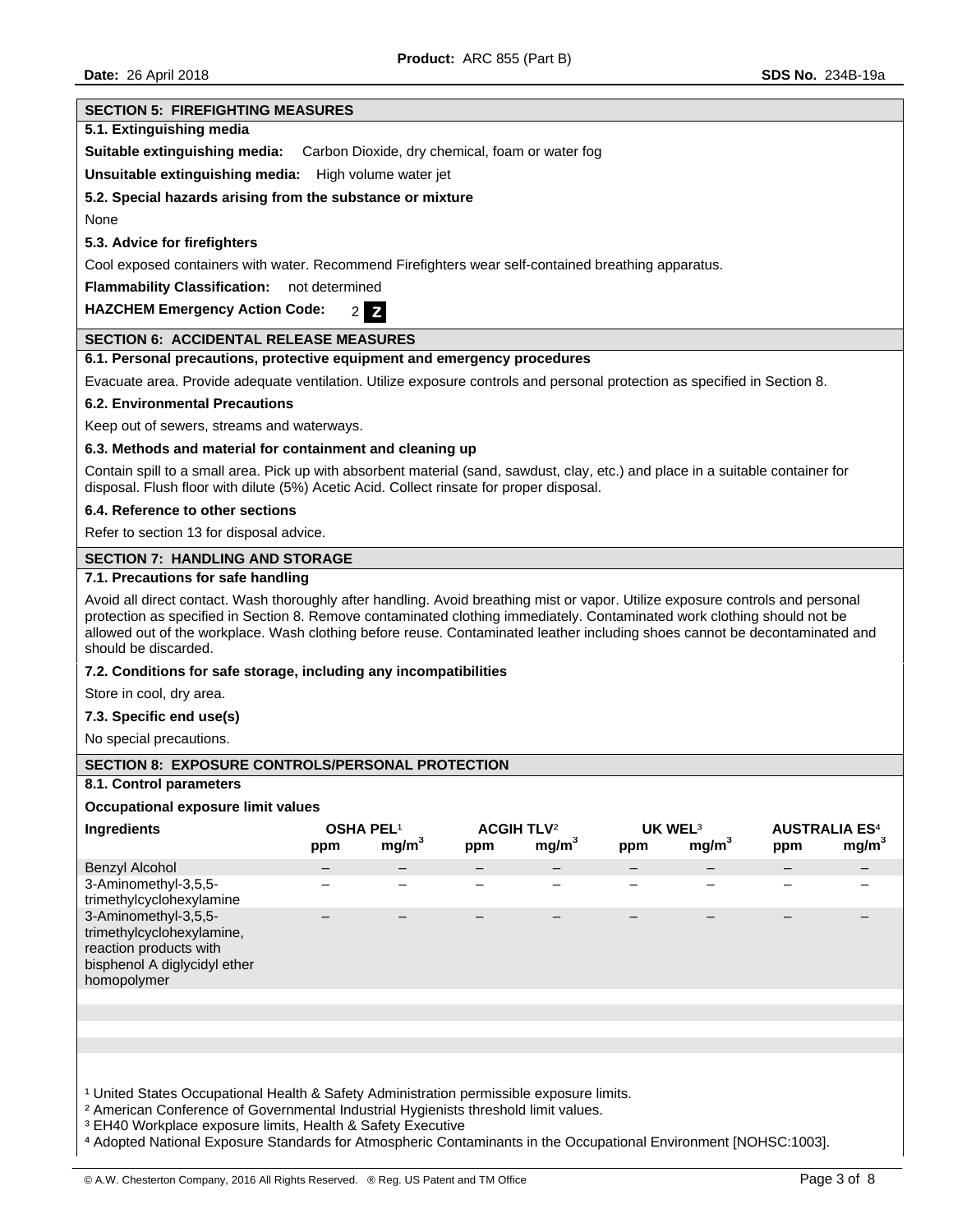## SECTION 5: FIREFIGHTING MEASURES

### 5.1. Extinguishing media

**Suitable extinguishing media:** Carbon Dioxide, dry chemical, foam or water fog

**Unsuitable extinguishing media:** High volume water jet

### 5.2. Special hazards arising from the substance or mixture

None

### 5.3. Advice for firefighters

Cool exposed containers with water. Recommend Firefighters wear self-contained breathing apparatus.

**Flammability Classification:** not determined

**HAZCHEM Emergency Action Code:** 2 **Z**

## SECTION 6: ACCIDENTAL RELEASE MEASURES

### 6.1. Personal precautions, protective equipment and emergency procedures

Evacuate area. Provide adequate ventilation. Utilize exposure controls and personal protection as specified in Section 8.

### 6.2. Environmental Precautions

Keep out of sewers, streams and waterways.

### 6.3. Methods and material for containment and cleaning up

Contain spill to a small area. Pick up with absorbent material (sand, sawdust, clay, etc.) and place in a suitable container for disposal. Flush floor with dilute (5%) Acetic Acid. Collect rinsate for proper disposal.

### 6.4. Reference to other sections

Refer to section 13 for disposal advice.

## SECTION 7: HANDLING AND STORAGE

### 7.1. Precautions for safe handling

Avoid all direct contact. Wash thoroughly after handling. Avoid breathing mist or vapor. Utilize exposure controls and personal protection as specified in Section 8. Remove contaminated clothing immediately. Contaminated work clothing should not be allowed out of the workplace. Wash clothing before reuse. Contaminated leather including shoes cannot be decontaminated and should be discarded.

### 7.2. Conditions for safe storage, including any incompatibilities

Store in cool, dry area.

### 7.3. Specific end use(s)

No special precautions.

## SECTION 8: EXPOSURE CONTROLS/PERSONAL PROTECTION

### 8.1. Control parameters

**Occupational exposure limit values**

| Ingredients | OSHA PEL[1] | | ACGIH TLV[2] | | UK WEL[3] | | AUSTRALIA ES[4] | |
|---|---|---|---|---|---|---|---|---|
| | ppm | $mg/m^3$ | ppm | $mg/m^3$ | ppm | $mg/m^3$ | ppm | $mg/m^3$ |
| Benzyl Alcohol | – | – | – | – | – | – | – | – |
| 3-Aminomethyl-3,5,5-trimethylcyclohexylamine | – | – | – | – | – | – | – | – |
| 3-Aminomethyl-3,5,5-trimethylcyclohexylamine, reaction products with bisphenol A diglycidyl ether homopolymer | – | – | – | – | – | – | – | – |

[1] United States Occupational Health & Safety Administration permissible exposure limits.
[2] American Conference of Governmental Industrial Hygienists threshold limit values.
[3] EH40 Workplace exposure limits, Health & Safety Executive
[4] Adopted National Exposure Standards for Atmospheric Contaminants in the Occupational Environment [NOHSC:1003].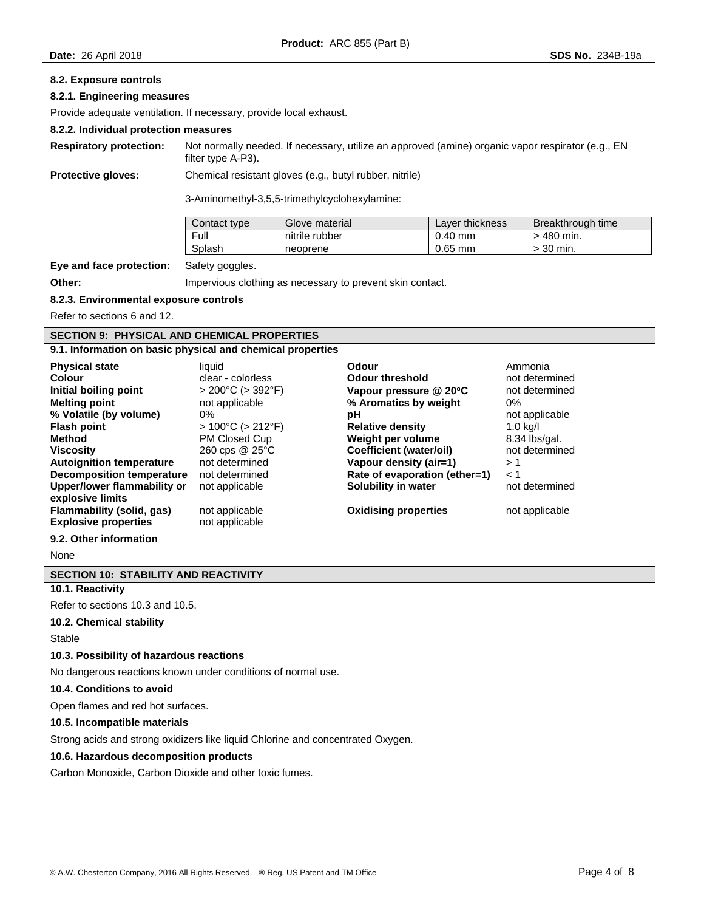### 8.2. Exposure controls

#### 8.2.1. Engineering measures

Provide adequate ventilation. If necessary, provide local exhaust.

#### 8.2.2. Individual protection measures

**Respiratory protection:** Not normally needed. If necessary, utilize an approved (amine) organic vapor respirator (e.g., EN filter type A-P3).

**Protective gloves:** Chemical resistant gloves (e.g., butyl rubber, nitrile)

3-Aminomethyl-3,5,5-trimethylcyclohexylamine:

| Contact type | Glove material | Layer thickness | Breakthrough time |
|---|---|---|---|
| Full | nitrile rubber | 0.40 mm | > 480 min. |
| Splash | neoprene | 0.65 mm | > 30 min. |

**Eye and face protection:** Safety goggles.

**Other:** Impervious clothing as necessary to prevent skin contact.

#### 8.2.3. Environmental exposure controls

Refer to sections 6 and 12.

## SECTION 9: PHYSICAL AND CHEMICAL PROPERTIES

### 9.1. Information on basic physical and chemical properties

| Property | Value | Property | Value |
|---|---|---|---|
| **Physical state** | liquid | **Odour** | Ammonia |
| **Colour** | clear - colorless | **Odour threshold** | not determined |
| **Initial boiling point** | > 200°C (> 392°F) | **Vapour pressure @ 20°C** | not determined |
| **Melting point** | not applicable | **% Aromatics by weight** | 0% |
| **% Volatile (by volume)** | 0% | **pH** | not applicable |
| **Flash point** | > 100°C (> 212°F) | **Relative density** | 1.0 kg/l |
| **Method** | PM Closed Cup | **Weight per volume** | 8.34 lbs/gal. |
| **Viscosity** | 260 cps @ 25°C | **Coefficient (water/oil)** | not determined |
| **Autoignition temperature** | not determined | **Vapour density (air=1)** | > 1 |
| **Decomposition temperature** | not determined | **Rate of evaporation (ether=1)** | < 1 |
| **Upper/lower flammability or explosive limits** | not applicable | **Solubility in water** | not determined |
| **Flammability (solid, gas)** | not applicable | **Oxidising properties** | not applicable |
| **Explosive properties** | not applicable | | |

### 9.2. Other information

None

## SECTION 10: STABILITY AND REACTIVITY

### 10.1. Reactivity

Refer to sections 10.3 and 10.5.

### 10.2. Chemical stability

Stable

### 10.3. Possibility of hazardous reactions

No dangerous reactions known under conditions of normal use.

### 10.4. Conditions to avoid

Open flames and red hot surfaces.

### 10.5. Incompatible materials

Strong acids and strong oxidizers like liquid Chlorine and concentrated Oxygen.

### 10.6. Hazardous decomposition products

Carbon Monoxide, Carbon Dioxide and other toxic fumes.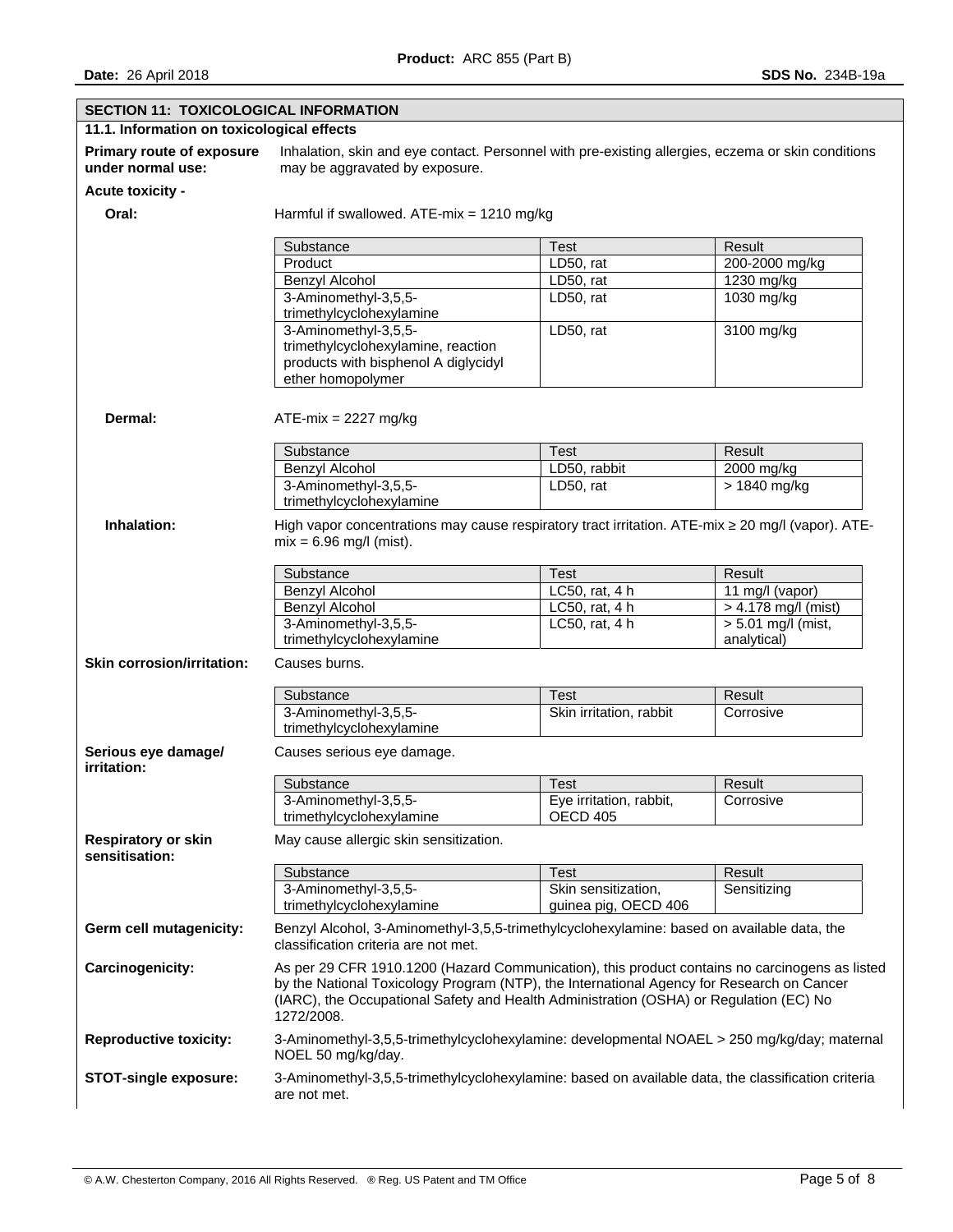## SECTION 11: TOXICOLOGICAL INFORMATION

### 11.1. Information on toxicological effects

**Primary route of exposure under normal use:** Inhalation, skin and eye contact. Personnel with pre-existing allergies, eczema or skin conditions may be aggravated by exposure.

**Acute toxicity -**

**Oral:** Harmful if swallowed. ATE-mix = 1210 mg/kg

| Substance | Test | Result |
|---|---|---|
| Product | LD50, rat | 200-2000 mg/kg |
| Benzyl Alcohol | LD50, rat | 1230 mg/kg |
| 3-Aminomethyl-3,5,5-trimethylcyclohexylamine | LD50, rat | 1030 mg/kg |
| 3-Aminomethyl-3,5,5-trimethylcyclohexylamine, reaction products with bisphenol A diglycidyl ether homopolymer | LD50, rat | 3100 mg/kg |

**Dermal:** ATE-mix = 2227 mg/kg

| Substance | Test | Result |
|---|---|---|
| Benzyl Alcohol | LD50, rabbit | 2000 mg/kg |
| 3-Aminomethyl-3,5,5-trimethylcyclohexylamine | LD50, rat | > 1840 mg/kg |

**Inhalation:** High vapor concentrations may cause respiratory tract irritation. ATE-mix ≥ 20 mg/l (vapor). ATE-mix = 6.96 mg/l (mist).

| Substance | Test | Result |
|---|---|---|
| Benzyl Alcohol | LC50, rat, 4 h | 11 mg/l (vapor) |
| Benzyl Alcohol | LC50, rat, 4 h | > 4.178 mg/l (mist) |
| 3-Aminomethyl-3,5,5-trimethylcyclohexylamine | LC50, rat, 4 h | > 5.01 mg/l (mist, analytical) |

**Skin corrosion/irritation:** Causes burns.

| Substance | Test | Result |
|---|---|---|
| 3-Aminomethyl-3,5,5-trimethylcyclohexylamine | Skin irritation, rabbit | Corrosive |

**Serious eye damage/ irritation:** Causes serious eye damage.

| Substance | Test | Result |
|---|---|---|
| 3-Aminomethyl-3,5,5-trimethylcyclohexylamine | Eye irritation, rabbit, OECD 405 | Corrosive |

**Respiratory or skin sensitisation:** May cause allergic skin sensitization.

| Substance | Test | Result |
|---|---|---|
| 3-Aminomethyl-3,5,5-trimethylcyclohexylamine | Skin sensitization, guinea pig, OECD 406 | Sensitizing |

**Germ cell mutagenicity:** Benzyl Alcohol, 3-Aminomethyl-3,5,5-trimethylcyclohexylamine: based on available data, the classification criteria are not met.

**Carcinogenicity:** As per 29 CFR 1910.1200 (Hazard Communication), this product contains no carcinogens as listed by the National Toxicology Program (NTP), the International Agency for Research on Cancer (IARC), the Occupational Safety and Health Administration (OSHA) or Regulation (EC) No 1272/2008.

**Reproductive toxicity:** 3-Aminomethyl-3,5,5-trimethylcyclohexylamine: developmental NOAEL > 250 mg/kg/day; maternal NOEL 50 mg/kg/day.

**STOT-single exposure:** 3-Aminomethyl-3,5,5-trimethylcyclohexylamine: based on available data, the classification criteria are not met.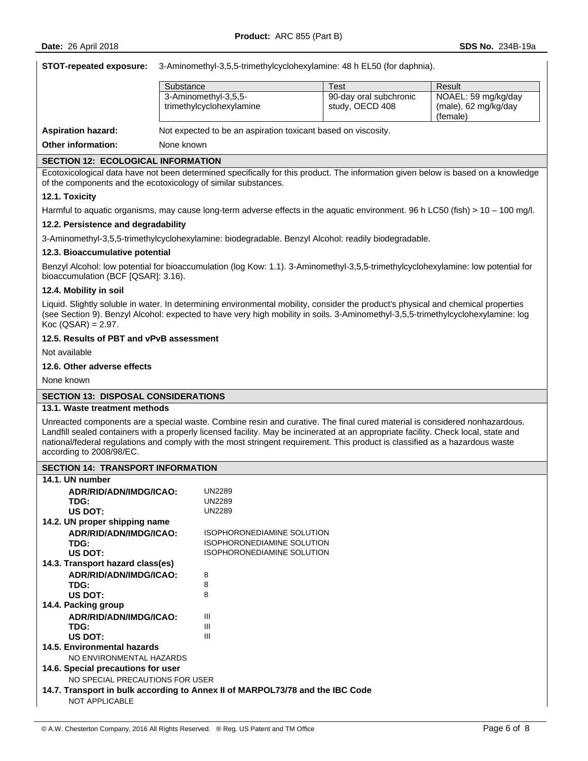**STOT-repeated exposure:** 3-Aminomethyl-3,5,5-trimethylcyclohexylamine: 48 h EL50 (for daphnia).

| Substance | Test | Result |
|---|---|---|
| 3-Aminomethyl-3,5,5-trimethylcyclohexylamine | 90-day oral subchronic study, OECD 408 | NOAEL: 59 mg/kg/day (male), 62 mg/kg/day (female) |

**Aspiration hazard:** Not expected to be an aspiration toxicant based on viscosity.

**Other information:** None known

## SECTION 12: ECOLOGICAL INFORMATION

Ecotoxicological data have not been determined specifically for this product. The information given below is based on a knowledge of the components and the ecotoxicology of similar substances.

### 12.1. Toxicity

Harmful to aquatic organisms, may cause long-term adverse effects in the aquatic environment. 96 h LC50 (fish) > 10 – 100 mg/l.

### 12.2. Persistence and degradability

3-Aminomethyl-3,5,5-trimethylcyclohexylamine: biodegradable. Benzyl Alcohol: readily biodegradable.

### 12.3. Bioaccumulative potential

Benzyl Alcohol: low potential for bioaccumulation (log Kow: 1.1). 3-Aminomethyl-3,5,5-trimethylcyclohexylamine: low potential for bioaccumulation (BCF [QSAR]: 3.16).

### 12.4. Mobility in soil

Liquid. Slightly soluble in water. In determining environmental mobility, consider the product's physical and chemical properties (see Section 9). Benzyl Alcohol: expected to have very high mobility in soils. 3-Aminomethyl-3,5,5-trimethylcyclohexylamine: log Koc (QSAR) = 2.97.

### 12.5. Results of PBT and vPvB assessment

Not available

### 12.6. Other adverse effects

None known

## SECTION 13: DISPOSAL CONSIDERATIONS

### 13.1. Waste treatment methods

Unreacted components are a special waste. Combine resin and curative. The final cured material is considered nonhazardous. Landfill sealed containers with a properly licensed facility. May be incinerated at an appropriate facility. Check local, state and national/federal regulations and comply with the most stringent requirement. This product is classified as a hazardous waste according to 2008/98/EC.

## SECTION 14: TRANSPORT INFORMATION

### 14.1. UN number

- **ADR/RID/ADN/IMDG/ICAO:** UN2289
- **TDG:** UN2289
- **US DOT:** UN2289

### 14.2. UN proper shipping name

- **ADR/RID/ADN/IMDG/ICAO:** ISOPHORONEDIAMINE SOLUTION
- **TDG:** ISOPHORONEDIAMINE SOLUTION
- **US DOT:** ISOPHORONEDIAMINE SOLUTION

### 14.3. Transport hazard class(es)

- **ADR/RID/ADN/IMDG/ICAO:** 8
- **TDG:** 8
- **US DOT:** 8

### 14.4. Packing group

- **ADR/RID/ADN/IMDG/ICAO:** III
- **TDG:** III
- **US DOT:** III

### 14.5. Environmental hazards

NO ENVIRONMENTAL HAZARDS

### 14.6. Special precautions for user

NO SPECIAL PRECAUTIONS FOR USER

### 14.7. Transport in bulk according to Annex II of MARPOL73/78 and the IBC Code

NOT APPLICABLE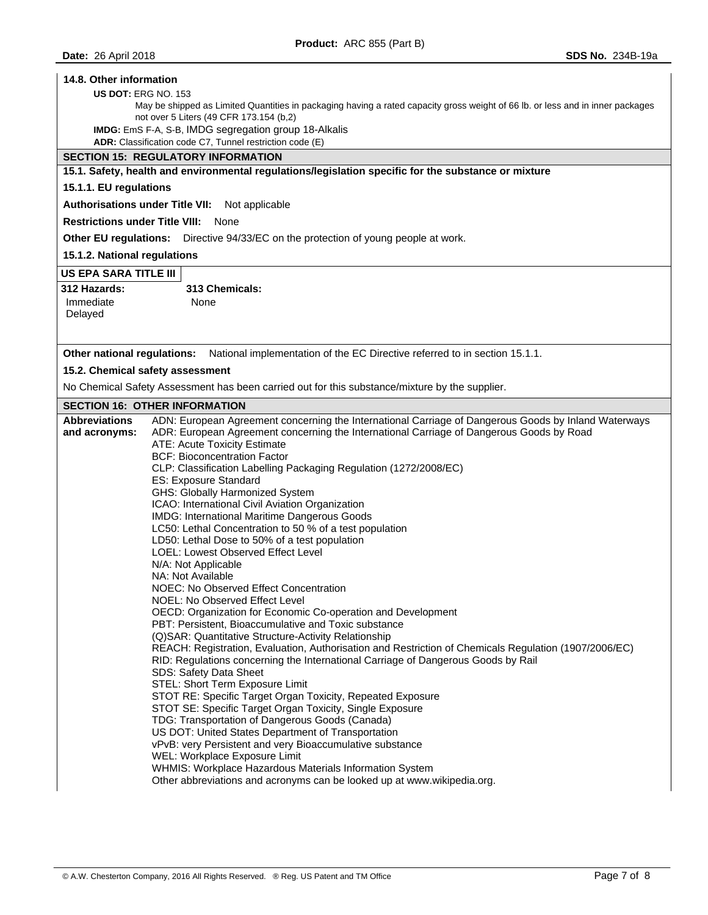**14.8. Other information**

**US DOT:** ERG NO. 153

May be shipped as Limited Quantities in packaging having a rated capacity gross weight of 66 lb. or less and in inner packages not over 5 Liters (49 CFR 173.154 (b,2)

**IMDG:** EmS F-A, S-B, IMDG segregation group 18-Alkalis

**ADR:** Classification code C7, Tunnel restriction code (E)

## SECTION 15: REGULATORY INFORMATION

**15.1. Safety, health and environmental regulations/legislation specific for the substance or mixture**

**15.1.1. EU regulations**

**Authorisations under Title VII:** Not applicable

**Restrictions under Title VIII:** None

**Other EU regulations:** Directive 94/33/EC on the protection of young people at work.

**15.1.2. National regulations**

**US EPA SARA TITLE III**

| 312 Hazards: | 313 Chemicals: |
|---|---|
| Immediate<br>Delayed | None |

**Other national regulations:** National implementation of the EC Directive referred to in section 15.1.1.

**15.2. Chemical safety assessment**

No Chemical Safety Assessment has been carried out for this substance/mixture by the supplier.

## SECTION 16: OTHER INFORMATION

**Abbreviations and acronyms:**

ADN: European Agreement concerning the International Carriage of Dangerous Goods by Inland Waterways
ADR: European Agreement concerning the International Carriage of Dangerous Goods by Road
ATE: Acute Toxicity Estimate
BCF: Bioconcentration Factor
CLP: Classification Labelling Packaging Regulation (1272/2008/EC)
ES: Exposure Standard
GHS: Globally Harmonized System
ICAO: International Civil Aviation Organization
IMDG: International Maritime Dangerous Goods
LC50: Lethal Concentration to 50 % of a test population
LD50: Lethal Dose to 50% of a test population
LOEL: Lowest Observed Effect Level
N/A: Not Applicable
NA: Not Available
NOEC: No Observed Effect Concentration
NOEL: No Observed Effect Level
OECD: Organization for Economic Co-operation and Development
PBT: Persistent, Bioaccumulative and Toxic substance
(Q)SAR: Quantitative Structure-Activity Relationship
REACH: Registration, Evaluation, Authorisation and Restriction of Chemicals Regulation (1907/2006/EC)
RID: Regulations concerning the International Carriage of Dangerous Goods by Rail
SDS: Safety Data Sheet
STEL: Short Term Exposure Limit
STOT RE: Specific Target Organ Toxicity, Repeated Exposure
STOT SE: Specific Target Organ Toxicity, Single Exposure
TDG: Transportation of Dangerous Goods (Canada)
US DOT: United States Department of Transportation
vPvB: very Persistent and very Bioaccumulative substance
WEL: Workplace Exposure Limit
WHMIS: Workplace Hazardous Materials Information System
Other abbreviations and acronyms can be looked up at www.wikipedia.org.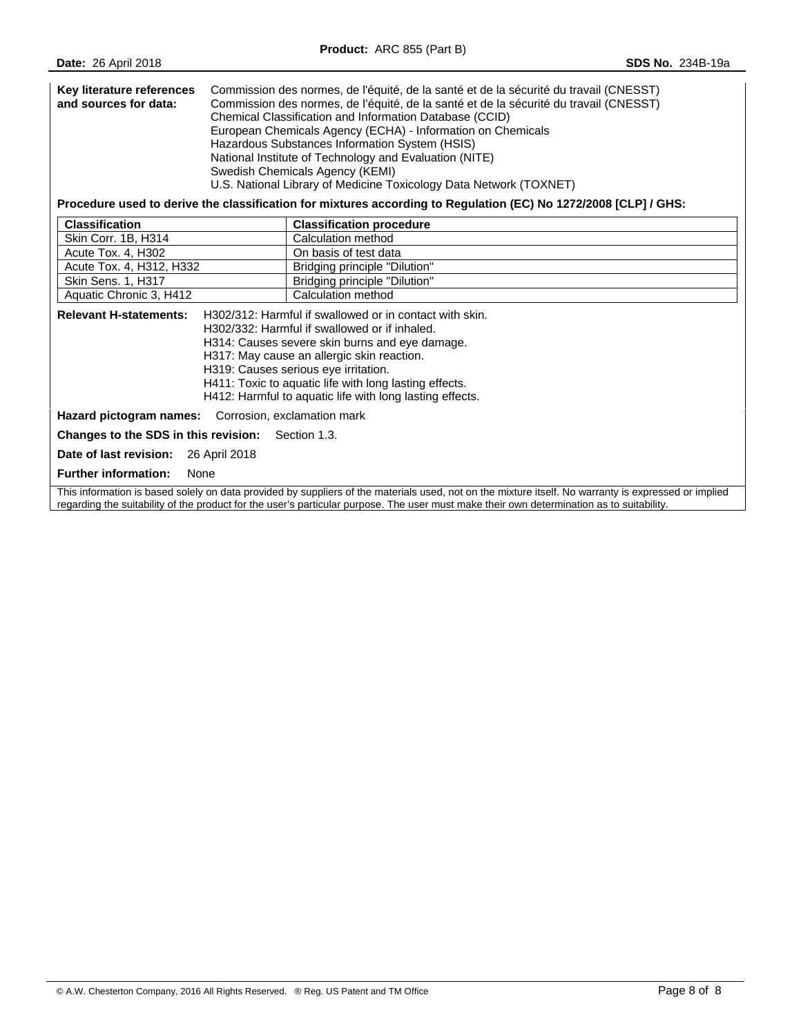**Key literature references and sources for data:**
Commission des normes, de l'équité, de la santé et de la sécurité du travail (CNESST)
Commission des normes, de l'équité, de la santé et de la sécurité du travail (CNESST)
Chemical Classification and Information Database (CCID)
European Chemicals Agency (ECHA) - Information on Chemicals
Hazardous Substances Information System (HSIS)
National Institute of Technology and Evaluation (NITE)
Swedish Chemicals Agency (KEMI)
U.S. National Library of Medicine Toxicology Data Network (TOXNET)

**Procedure used to derive the classification for mixtures according to Regulation (EC) No 1272/2008 [CLP] / GHS:**

| Classification | Classification procedure |
| --- | --- |
| Skin Corr. 1B, H314 | Calculation method |
| Acute Tox. 4, H302 | On basis of test data |
| Acute Tox. 4, H312, H332 | Bridging principle "Dilution" |
| Skin Sens. 1, H317 | Bridging principle "Dilution" |
| Aquatic Chronic 3, H412 | Calculation method |

**Relevant H-statements:**
H302/312: Harmful if swallowed or in contact with skin.
H302/332: Harmful if swallowed or if inhaled.
H314: Causes severe skin burns and eye damage.
H317: May cause an allergic skin reaction.
H319: Causes serious eye irritation.
H411: Toxic to aquatic life with long lasting effects.
H412: Harmful to aquatic life with long lasting effects.

**Hazard pictogram names:** Corrosion, exclamation mark

**Changes to the SDS in this revision:** Section 1.3.

**Date of last revision:** 26 April 2018

**Further information:** None

This information is based solely on data provided by suppliers of the materials used, not on the mixture itself. No warranty is expressed or implied regarding the suitability of the product for the user's particular purpose. The user must make their own determination as to suitability.